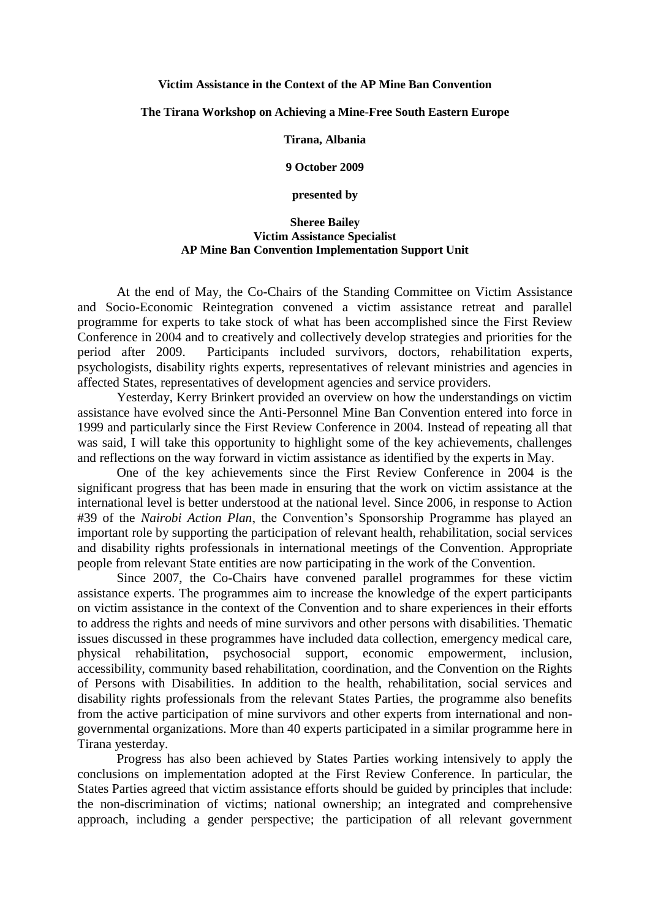**Victim Assistance in the Context of the AP Mine Ban Convention**

**The Tirana Workshop on Achieving a Mine-Free South Eastern Europe**

**Tirana, Albania**

**9 October 2009**

**presented by**

**Sheree Bailey**
**Victim Assistance Specialist**
**AP Mine Ban Convention Implementation Support Unit**

At the end of May, the Co-Chairs of the Standing Committee on Victim Assistance and Socio-Economic Reintegration convened a victim assistance retreat and parallel programme for experts to take stock of what has been accomplished since the First Review Conference in 2004 and to creatively and collectively develop strategies and priorities for the period after 2009. Participants included survivors, doctors, rehabilitation experts, psychologists, disability rights experts, representatives of relevant ministries and agencies in affected States, representatives of development agencies and service providers.

Yesterday, Kerry Brinkert provided an overview on how the understandings on victim assistance have evolved since the Anti-Personnel Mine Ban Convention entered into force in 1999 and particularly since the First Review Conference in 2004. Instead of repeating all that was said, I will take this opportunity to highlight some of the key achievements, challenges and reflections on the way forward in victim assistance as identified by the experts in May.

One of the key achievements since the First Review Conference in 2004 is the significant progress that has been made in ensuring that the work on victim assistance at the international level is better understood at the national level. Since 2006, in response to Action #39 of the *Nairobi Action Plan*, the Convention's Sponsorship Programme has played an important role by supporting the participation of relevant health, rehabilitation, social services and disability rights professionals in international meetings of the Convention. Appropriate people from relevant State entities are now participating in the work of the Convention.

Since 2007, the Co-Chairs have convened parallel programmes for these victim assistance experts. The programmes aim to increase the knowledge of the expert participants on victim assistance in the context of the Convention and to share experiences in their efforts to address the rights and needs of mine survivors and other persons with disabilities. Thematic issues discussed in these programmes have included data collection, emergency medical care, physical rehabilitation, psychosocial support, economic empowerment, inclusion, accessibility, community based rehabilitation, coordination, and the Convention on the Rights of Persons with Disabilities. In addition to the health, rehabilitation, social services and disability rights professionals from the relevant States Parties, the programme also benefits from the active participation of mine survivors and other experts from international and non-governmental organizations. More than 40 experts participated in a similar programme here in Tirana yesterday.

Progress has also been achieved by States Parties working intensively to apply the conclusions on implementation adopted at the First Review Conference. In particular, the States Parties agreed that victim assistance efforts should be guided by principles that include: the non-discrimination of victims; national ownership; an integrated and comprehensive approach, including a gender perspective; the participation of all relevant government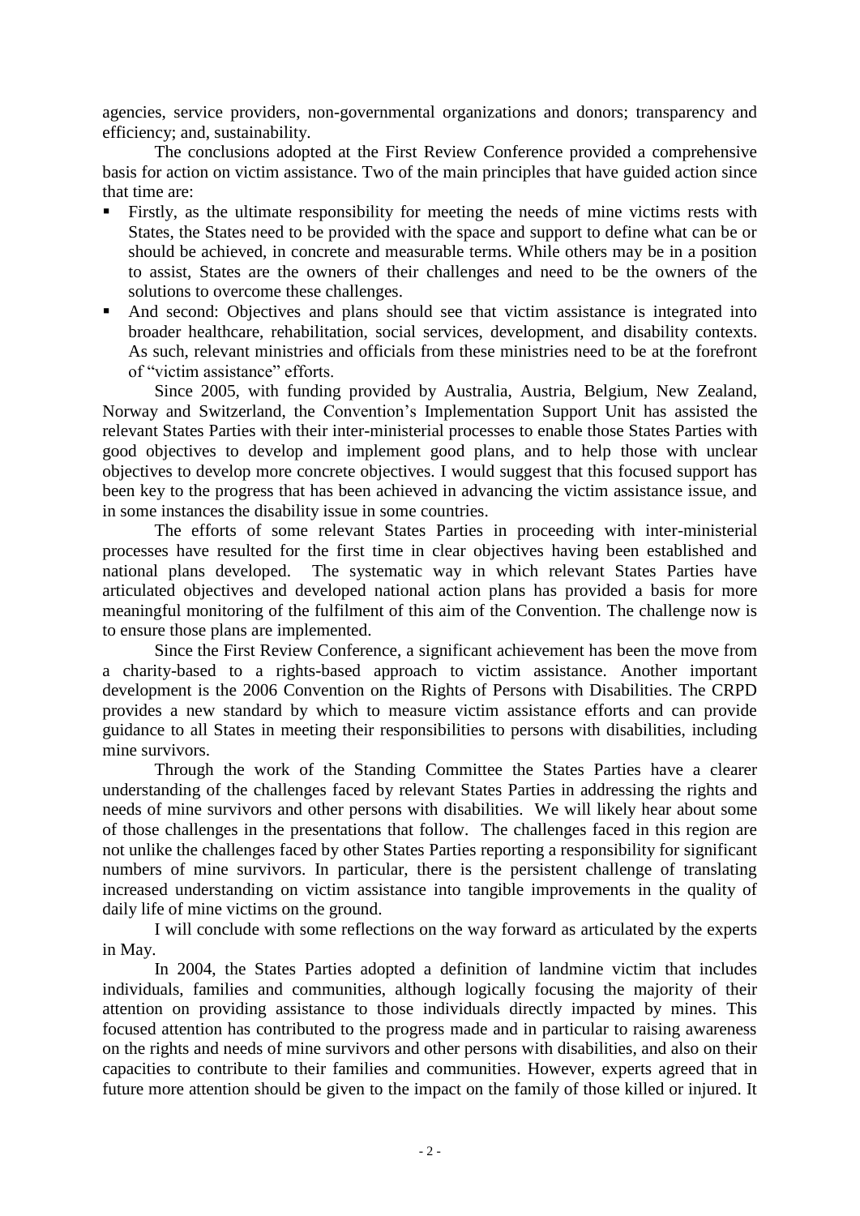agencies, service providers, non-governmental organizations and donors; transparency and efficiency; and, sustainability.

The conclusions adopted at the First Review Conference provided a comprehensive basis for action on victim assistance. Two of the main principles that have guided action since that time are:

- Firstly, as the ultimate responsibility for meeting the needs of mine victims rests with States, the States need to be provided with the space and support to define what can be or should be achieved, in concrete and measurable terms. While others may be in a position to assist, States are the owners of their challenges and need to be the owners of the solutions to overcome these challenges.
- And second: Objectives and plans should see that victim assistance is integrated into broader healthcare, rehabilitation, social services, development, and disability contexts. As such, relevant ministries and officials from these ministries need to be at the forefront of "victim assistance" efforts.

Since 2005, with funding provided by Australia, Austria, Belgium, New Zealand, Norway and Switzerland, the Convention's Implementation Support Unit has assisted the relevant States Parties with their inter-ministerial processes to enable those States Parties with good objectives to develop and implement good plans, and to help those with unclear objectives to develop more concrete objectives. I would suggest that this focused support has been key to the progress that has been achieved in advancing the victim assistance issue, and in some instances the disability issue in some countries.

The efforts of some relevant States Parties in proceeding with inter-ministerial processes have resulted for the first time in clear objectives having been established and national plans developed. The systematic way in which relevant States Parties have articulated objectives and developed national action plans has provided a basis for more meaningful monitoring of the fulfilment of this aim of the Convention. The challenge now is to ensure those plans are implemented.

Since the First Review Conference, a significant achievement has been the move from a charity-based to a rights-based approach to victim assistance. Another important development is the 2006 Convention on the Rights of Persons with Disabilities. The CRPD provides a new standard by which to measure victim assistance efforts and can provide guidance to all States in meeting their responsibilities to persons with disabilities, including mine survivors.

Through the work of the Standing Committee the States Parties have a clearer understanding of the challenges faced by relevant States Parties in addressing the rights and needs of mine survivors and other persons with disabilities. We will likely hear about some of those challenges in the presentations that follow. The challenges faced in this region are not unlike the challenges faced by other States Parties reporting a responsibility for significant numbers of mine survivors. In particular, there is the persistent challenge of translating increased understanding on victim assistance into tangible improvements in the quality of daily life of mine victims on the ground.

I will conclude with some reflections on the way forward as articulated by the experts in May.

In 2004, the States Parties adopted a definition of landmine victim that includes individuals, families and communities, although logically focusing the majority of their attention on providing assistance to those individuals directly impacted by mines. This focused attention has contributed to the progress made and in particular to raising awareness on the rights and needs of mine survivors and other persons with disabilities, and also on their capacities to contribute to their families and communities. However, experts agreed that in future more attention should be given to the impact on the family of those killed or injured. It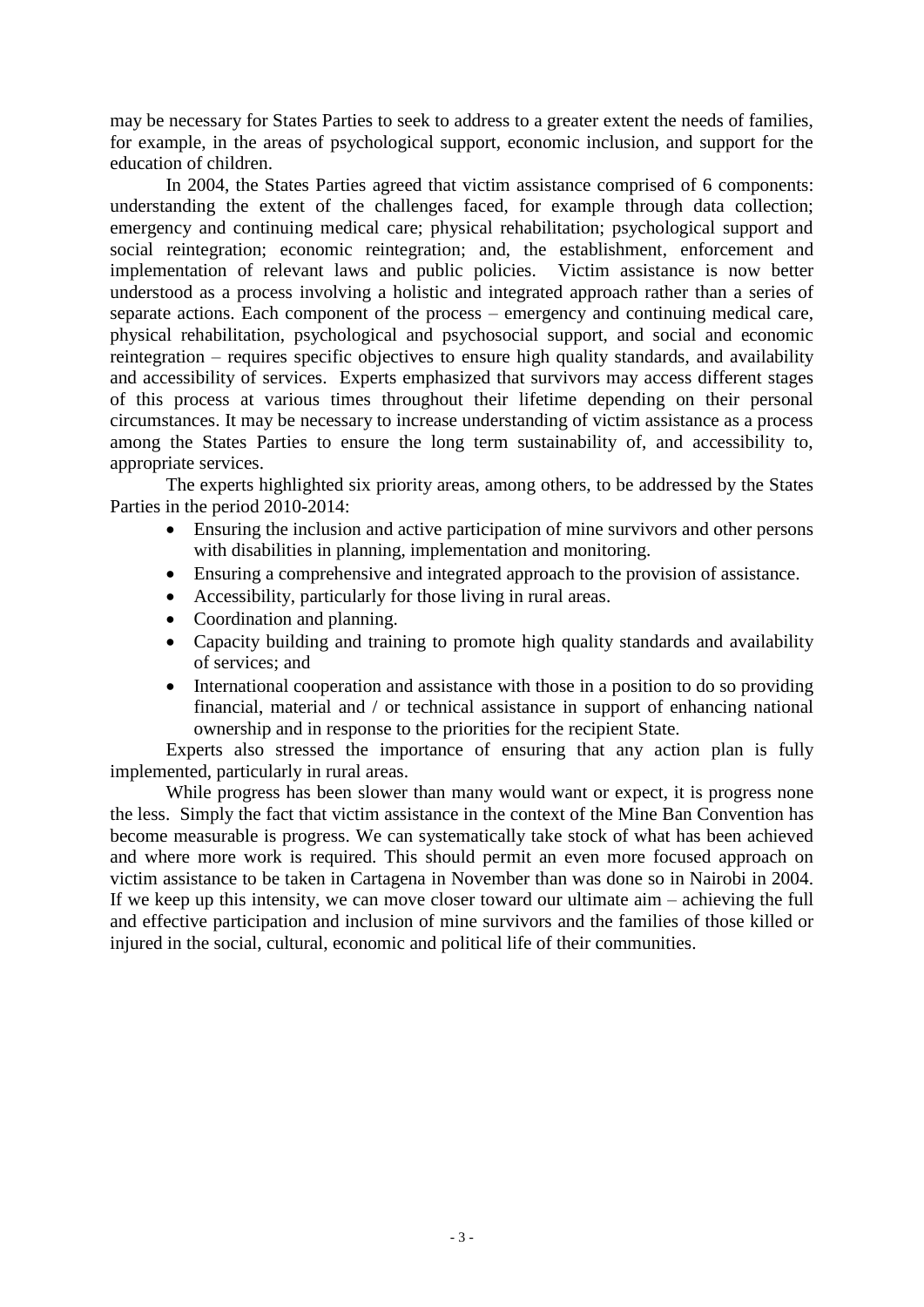may be necessary for States Parties to seek to address to a greater extent the needs of families, for example, in the areas of psychological support, economic inclusion, and support for the education of children.

In 2004, the States Parties agreed that victim assistance comprised of 6 components: understanding the extent of the challenges faced, for example through data collection; emergency and continuing medical care; physical rehabilitation; psychological support and social reintegration; economic reintegration; and, the establishment, enforcement and implementation of relevant laws and public policies. Victim assistance is now better understood as a process involving a holistic and integrated approach rather than a series of separate actions. Each component of the process – emergency and continuing medical care, physical rehabilitation, psychological and psychosocial support, and social and economic reintegration – requires specific objectives to ensure high quality standards, and availability and accessibility of services. Experts emphasized that survivors may access different stages of this process at various times throughout their lifetime depending on their personal circumstances. It may be necessary to increase understanding of victim assistance as a process among the States Parties to ensure the long term sustainability of, and accessibility to, appropriate services.

The experts highlighted six priority areas, among others, to be addressed by the States Parties in the period 2010-2014:

- Ensuring the inclusion and active participation of mine survivors and other persons with disabilities in planning, implementation and monitoring.
- Ensuring a comprehensive and integrated approach to the provision of assistance.
- Accessibility, particularly for those living in rural areas.
- Coordination and planning.
- Capacity building and training to promote high quality standards and availability of services; and
- International cooperation and assistance with those in a position to do so providing financial, material and / or technical assistance in support of enhancing national ownership and in response to the priorities for the recipient State.

Experts also stressed the importance of ensuring that any action plan is fully implemented, particularly in rural areas.

While progress has been slower than many would want or expect, it is progress none the less. Simply the fact that victim assistance in the context of the Mine Ban Convention has become measurable is progress. We can systematically take stock of what has been achieved and where more work is required. This should permit an even more focused approach on victim assistance to be taken in Cartagena in November than was done so in Nairobi in 2004. If we keep up this intensity, we can move closer toward our ultimate aim – achieving the full and effective participation and inclusion of mine survivors and the families of those killed or injured in the social, cultural, economic and political life of their communities.